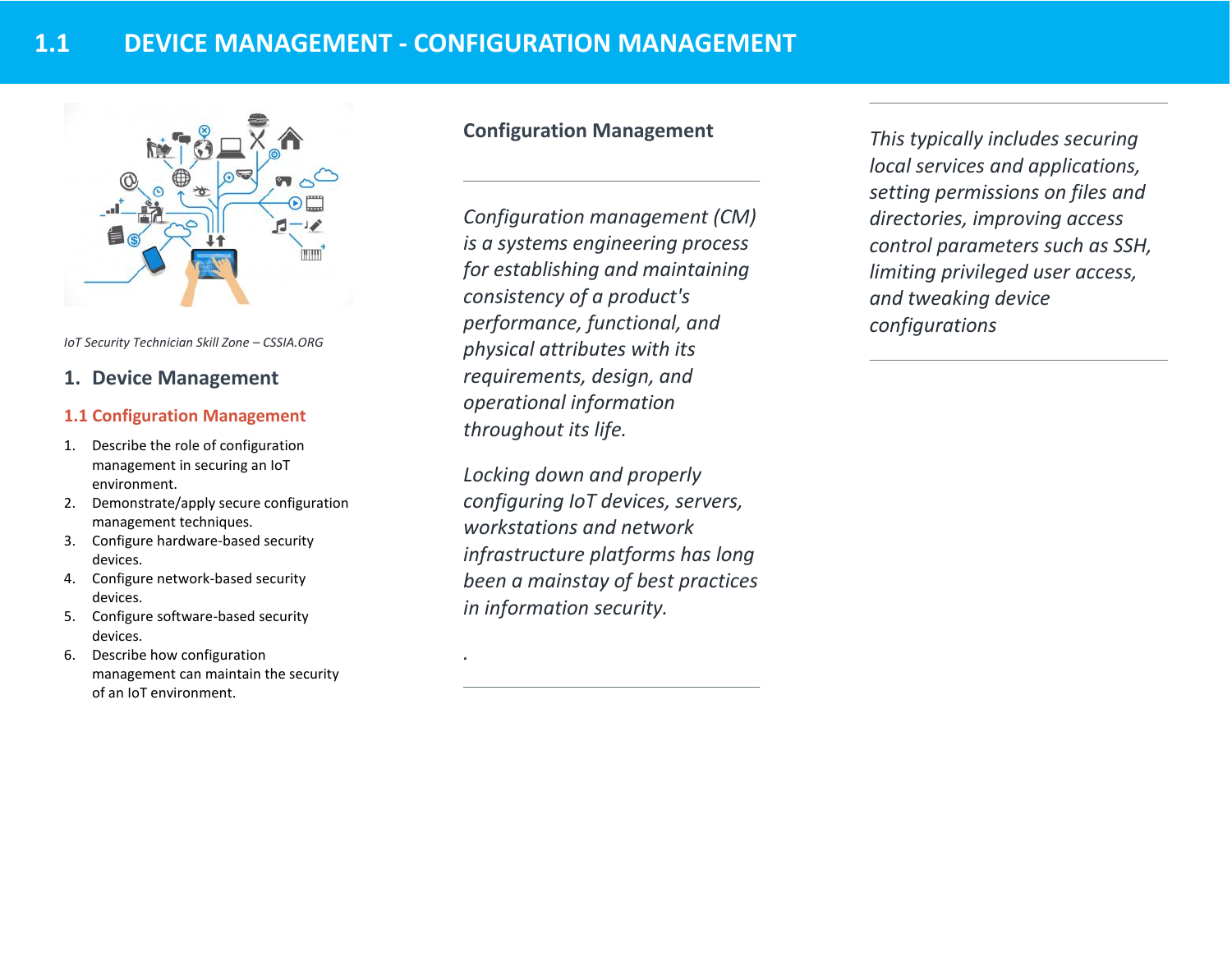# 1.1 DEVICE MANAGEMENT - CONFIGURATION MANAGEMENT

*IoT Security Technician Skill Zone – CSSIA.ORG*

## 1. Device Management

### 1.1 Configuration Management

1. Describe the role of configuration management in securing an IoT environment.
2. Demonstrate/apply secure configuration management techniques.
3. Configure hardware-based security devices.
4. Configure network-based security devices.
5. Configure software-based security devices.
6. Describe how configuration management can maintain the security of an IoT environment.

### Configuration Management

*Configuration management (CM) is a systems engineering process for establishing and maintaining consistency of a product's performance, functional, and physical attributes with its requirements, design, and operational information throughout its life.*

*Locking down and properly configuring IoT devices, servers, workstations and network infrastructure platforms has long been a mainstay of best practices in information security.*

.

*This typically includes securing local services and applications, setting permissions on files and directories, improving access control parameters such as SSH, limiting privileged user access, and tweaking device configurations*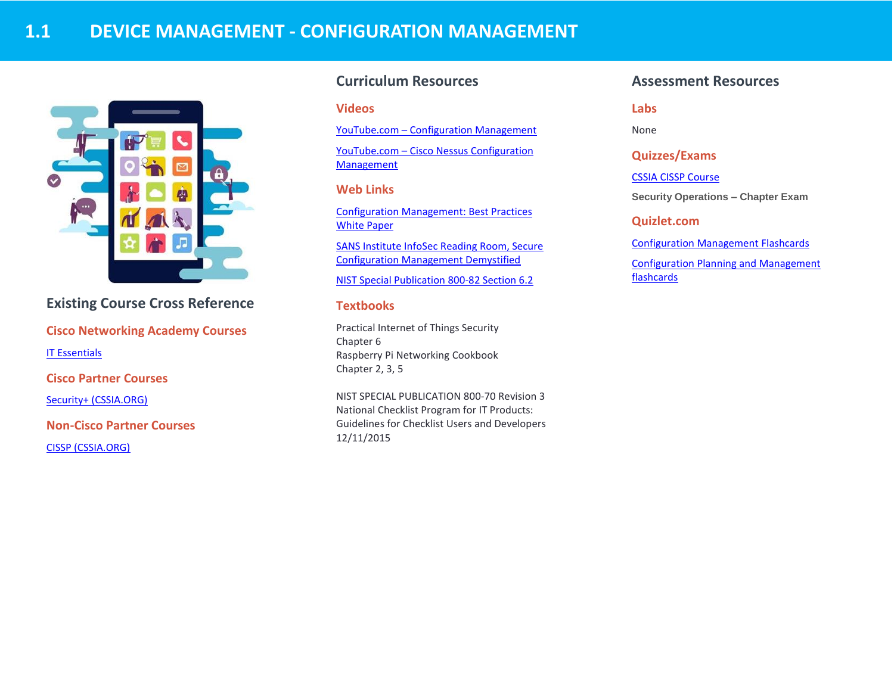# 1.1 DEVICE MANAGEMENT - CONFIGURATION MANAGEMENT

## Existing Course Cross Reference

### Cisco Networking Academy Courses

IT Essentials

### Cisco Partner Courses

Security+ (CSSIA.ORG)

### Non-Cisco Partner Courses

CISSP (CSSIA.ORG)

## Curriculum Resources

### Videos

YouTube.com – Configuration Management

YouTube.com – Cisco Nessus Configuration Management

### Web Links

Configuration Management: Best Practices White Paper

SANS Institute InfoSec Reading Room, Secure Configuration Management Demystified

NIST Special Publication 800-82 Section 6.2

### Textbooks

Practical Internet of Things Security
Chapter 6
Raspberry Pi Networking Cookbook
Chapter 2, 3, 5

NIST SPECIAL PUBLICATION 800-70 Revision 3
National Checklist Program for IT Products:
Guidelines for Checklist Users and Developers
12/11/2015

## Assessment Resources

### Labs

None

### Quizzes/Exams

CSSIA CISSP Course

**Security Operations – Chapter Exam**

### Quizlet.com

Configuration Management Flashcards

Configuration Planning and Management flashcards